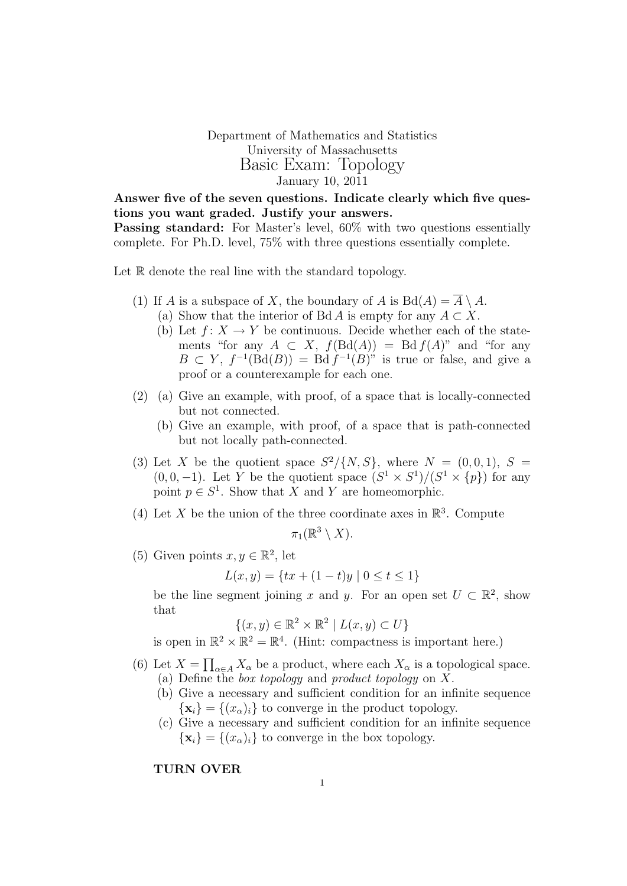Department of Mathematics and Statistics
University of Massachusetts

# Basic Exam: Topology

January 10, 2011

**Answer five of the seven questions. Indicate clearly which five questions you want graded. Justify your answers.**

**Passing standard:** For Master's level, 60% with two questions essentially complete. For Ph.D. level, 75% with three questions essentially complete.

Let $\mathbb{R}$ denote the real line with the standard topology.

(1) If $A$ is a subspace of $X$, the boundary of $A$ is $\mathrm{Bd}(A) = \overline{A} \setminus A$.
  (a) Show that the interior of $\mathrm{Bd}\, A$ is empty for any $A \subset X$.
  (b) Let $f\colon X \to Y$ be continuous. Decide whether each of the statements "for any $A \subset X$, $f(\mathrm{Bd}(A)) = \mathrm{Bd}\, f(A)$" and "for any $B \subset Y$, $f^{-1}(\mathrm{Bd}(B)) = \mathrm{Bd}\, f^{-1}(B)$" is true or false, and give a proof or a counterexample for each one.

(2) (a) Give an example, with proof, of a space that is locally-connected but not connected.
  (b) Give an example, with proof, of a space that is path-connected but not locally path-connected.

(3) Let $X$ be the quotient space $S^2/\{N, S\}$, where $N = (0, 0, 1)$, $S = (0, 0, -1)$. Let $Y$ be the quotient space $(S^1 \times S^1)/(S^1 \times \{p\})$ for any point $p \in S^1$. Show that $X$ and $Y$ are homeomorphic.

(4) Let $X$ be the union of the three coordinate axes in $\mathbb{R}^3$. Compute

$$\pi_1(\mathbb{R}^3 \setminus X).$$

(5) Given points $x, y \in \mathbb{R}^2$, let

$$L(x, y) = \{tx + (1 - t)y \mid 0 \leq t \leq 1\}$$

be the line segment joining $x$ and $y$. For an open set $U \subset \mathbb{R}^2$, show that

$$\{(x, y) \in \mathbb{R}^2 \times \mathbb{R}^2 \mid L(x, y) \subset U\}$$

is open in $\mathbb{R}^2 \times \mathbb{R}^2 = \mathbb{R}^4$. (Hint: compactness is important here.)

(6) Let $X = \prod_{\alpha \in A} X_\alpha$ be a product, where each $X_\alpha$ is a topological space.
  (a) Define the *box topology* and *product topology* on $X$.
  (b) Give a necessary and sufficient condition for an infinite sequence $\{\mathbf{x}_i\} = \{(x_\alpha)_i\}$ to converge in the product topology.
  (c) Give a necessary and sufficient condition for an infinite sequence $\{\mathbf{x}_i\} = \{(x_\alpha)_i\}$ to converge in the box topology.

**TURN OVER**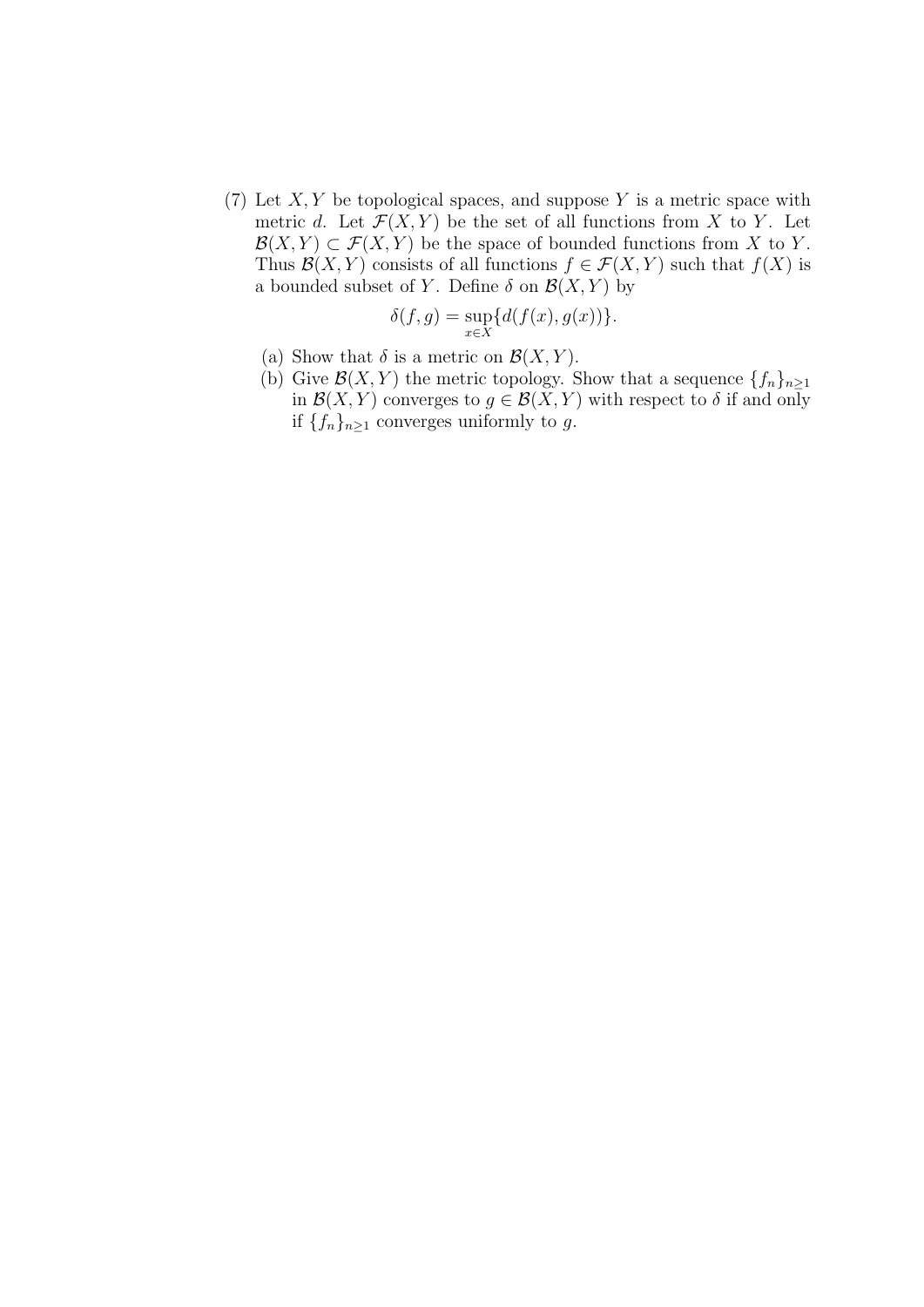(7) Let $X, Y$ be topological spaces, and suppose $Y$ is a metric space with metric $d$. Let $\mathcal{F}(X, Y)$ be the set of all functions from $X$ to $Y$. Let $\mathcal{B}(X, Y) \subset \mathcal{F}(X, Y)$ be the space of bounded functions from $X$ to $Y$. Thus $\mathcal{B}(X, Y)$ consists of all functions $f \in \mathcal{F}(X, Y)$ such that $f(X)$ is a bounded subset of $Y$. Define $\delta$ on $\mathcal{B}(X, Y)$ by

$$\delta(f, g) = \sup_{x \in X}\{d(f(x), g(x))\}.$$

(a) Show that $\delta$ is a metric on $\mathcal{B}(X, Y)$.

(b) Give $\mathcal{B}(X, Y)$ the metric topology. Show that a sequence $\{f_n\}_{n \geq 1}$ in $\mathcal{B}(X, Y)$ converges to $g \in \mathcal{B}(X, Y)$ with respect to $\delta$ if and only if $\{f_n\}_{n \geq 1}$ converges uniformly to $g$.